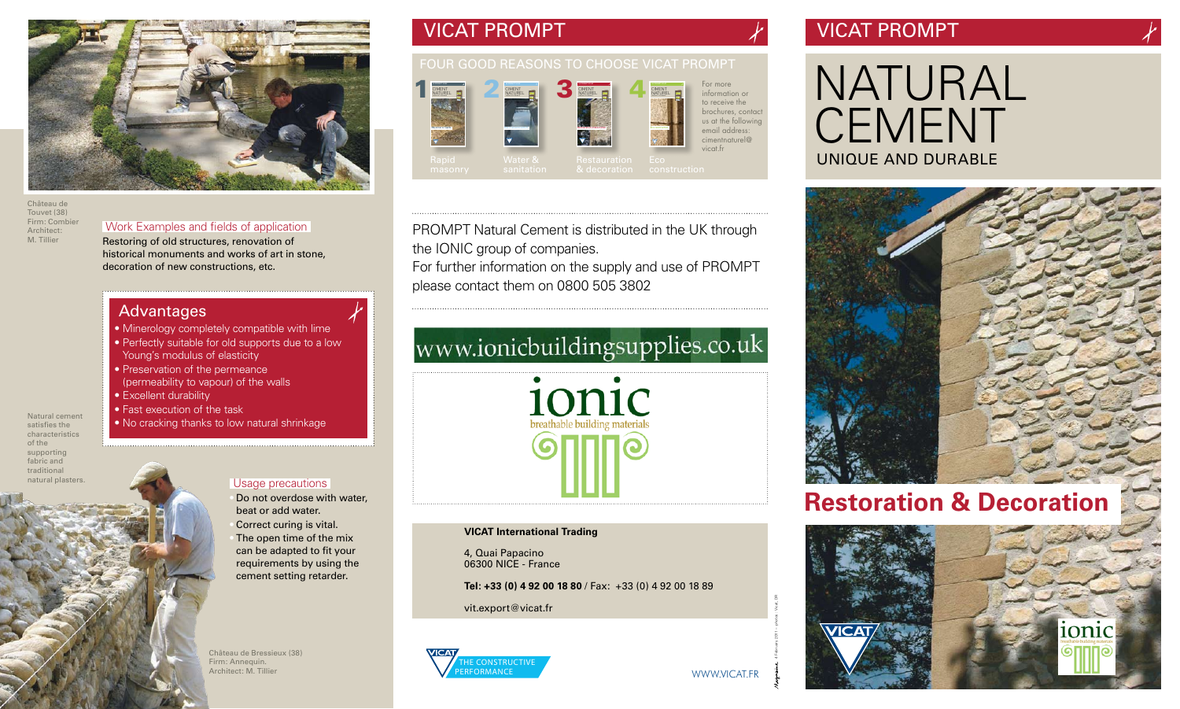Château de Touvet (38)
Firm: Combier
Architect: M. Tillier

## Work Examples and fields of application

Restoring of old structures, renovation of historical monuments and works of art in stone, decoration of new constructions, etc.

## Advantages

- Minerology completely compatible with lime
- Perfectly suitable for old supports due to a low Young's modulus of elasticity
- Preservation of the permeance (permeability to vapour) of the walls
- Excellent durability
- Fast execution of the task
- No cracking thanks to low natural shrinkage

Natural cement satisfies the characteristics of the supporting fabric and traditional natural plasters.

## Usage precautions

- Do not overdose with water, beat or add water.
- Correct curing is vital.
- The open time of the mix can be adapted to fit your requirements by using the cement setting retarder.

Château de Bressieux (38)
Firm: Annequin.
Architect: M. Tillier

# VICAT PROMPT

## FOUR GOOD REASONS TO CHOOSE VICAT PROMPT

1. Rapid masonry
2. Water & sanitation
3. Restauration & decoration
4. Eco construction

For more information or to receive the brochures, contact us at the following email address: cimentnaturel@vicat.fr

PROMPT Natural Cement is distributed in the UK through the IONIC group of companies.
For further information on the supply and use of PROMPT please contact them on 0800 505 3802

www.ionicbuildingsupplies.co.uk

ionic
breathable building materials

**VICAT International Trading**

4, Quai Papacino
06300 NICE - France

**Tel: +33 (0) 4 92 00 18 80** / Fax: +33 (0) 4 92 00 18 89

vit.export@vicat.fr

VICAT THE CONSTRUCTIVE PERFORMANCE

WWW.VICAT.FR

# VICAT PROMPT

# NATURAL CEMENT

## UNIQUE AND DURABLE

# Restoration & Decoration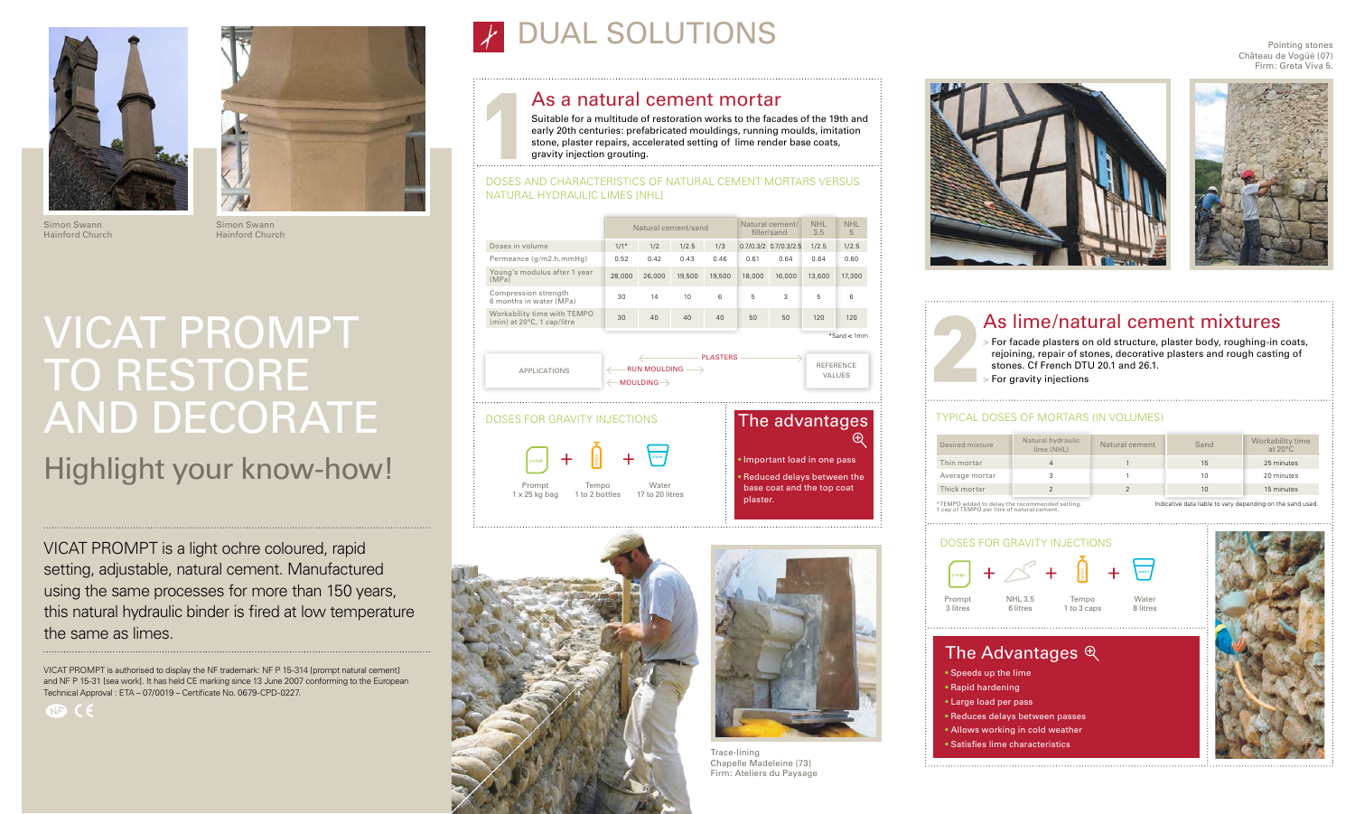Simon Swann
Hainford Church

Simon Swann
Hainford Church

# VICAT PROMPT TO RESTORE AND DECORATE

## Highlight your know-how!

VICAT PROMPT is a light ochre coloured, rapid setting, adjustable, natural cement. Manufactured using the same processes for more than 150 years, this natural hydraulic binder is fired at low temperature the same as limes.

VICAT PROMPT is authorised to display the NF trademark: NF P 15-314 [prompt natural cement] and NF P 15-31 [sea work]. It has held CE marking since 13 June 2007 conforming to the European Technical Approval : ETA – 07/0019 – Certificate No. 0679-CPD-0227.

# DUAL SOLUTIONS

## 1 As a natural cement mortar

Suitable for a multitude of restoration works to the facades of the 19th and early 20th centuries: prefabricated mouldings, running moulds, imitation stone, plaster repairs, accelerated setting of lime render base coats, gravity injection grouting.

### DOSES AND CHARACTERISTICS OF NATURAL CEMENT MORTARS VERSUS NATURAL HYDRAULIC LIMES [NHL]

| | Natural cement/sand | | | | Natural cement/ filler/sand | | NHL 3.5 | NHL 5 |
|---|---|---|---|---|---|---|---|---|
| Doses in volume | 1/1* | 1/2 | 1/2.5 | 1/3 | 0.7/0.3/2 | 0.7/0.3/2.5 | 1/2.5 | 1/2.5 |
| Permeance (g/m2.h.mmHg) | 0.52 | 0.42 | 0.43 | 0.46 | 0.61 | 0.64 | 0.64 | 0.60 |
| Young's modulus after 1 year (MPa) | 28,000 | 26,000 | 19,500 | 19,500 | 18,000 | 16,000 | 13,600 | 17,300 |
| Compression strength 6 months in water (MPa) | 30 | 14 | 10 | 6 | 5 | 3 | 5 | 6 |
| Workability time with TEMPO (min) at 20°C, 1 cap/litre | 30 | 40 | 40 | 40 | 50 | 50 | 120 | 120 |

*Sand < 1mm

APPLICATIONS — PLASTERS — RUN MOULDING — MOULDING — REFERENCE VALUES

### DOSES FOR GRAVITY INJECTIONS

Prompt 1 x 25 kg bag + Tempo 1 to 2 bottles + Water 17 to 20 litres

### The advantages

- Important load in one pass
- Reduced delays between the base coat and the top coat plaster.

Trace-lining
Chapelle Madeleine (73)
Firm: Ateliers du Paysage

Pointing stones
Château de Vogüé (07)
Firm: Greta Viva 5.

## 2 As lime/natural cement mixtures

> For facade plasters on old structure, plaster body, roughing-in coats, rejoining, repair of stones, decorative plasters and rough casting of stones. Cf French DTU 20.1 and 26.1.

> For gravity injections

### TYPICAL DOSES OF MORTARS (IN VOLUMES)

| Desired mixture | Natural hydraulic lime (NHL) | Natural cement | Sand | Workability time at 20°C |
|---|---|---|---|---|
| Thin mortar | 4 | 1 | 15 | 25 minutes |
| Average mortar | 3 | 1 | 10 | 20 minutes |
| Thick mortar | 2 | 2 | 10 | 15 minutes |

*TEMPO added to delay the recommended setting. 1 cap of TEMPO per litre of natural cement.

Indicative data liable to vary depending on the sand used.

### DOSES FOR GRAVITY INJECTIONS

Prompt 3 litres + NHL 3.5 6 litres + Tempo 1 to 3 caps + Water 8 litres

### The Advantages

- Speeds up the lime
- Rapid hardening
- Large load per pass
- Reduces delays between passes
- Allows working in cold weather
- Satisfies lime characteristics